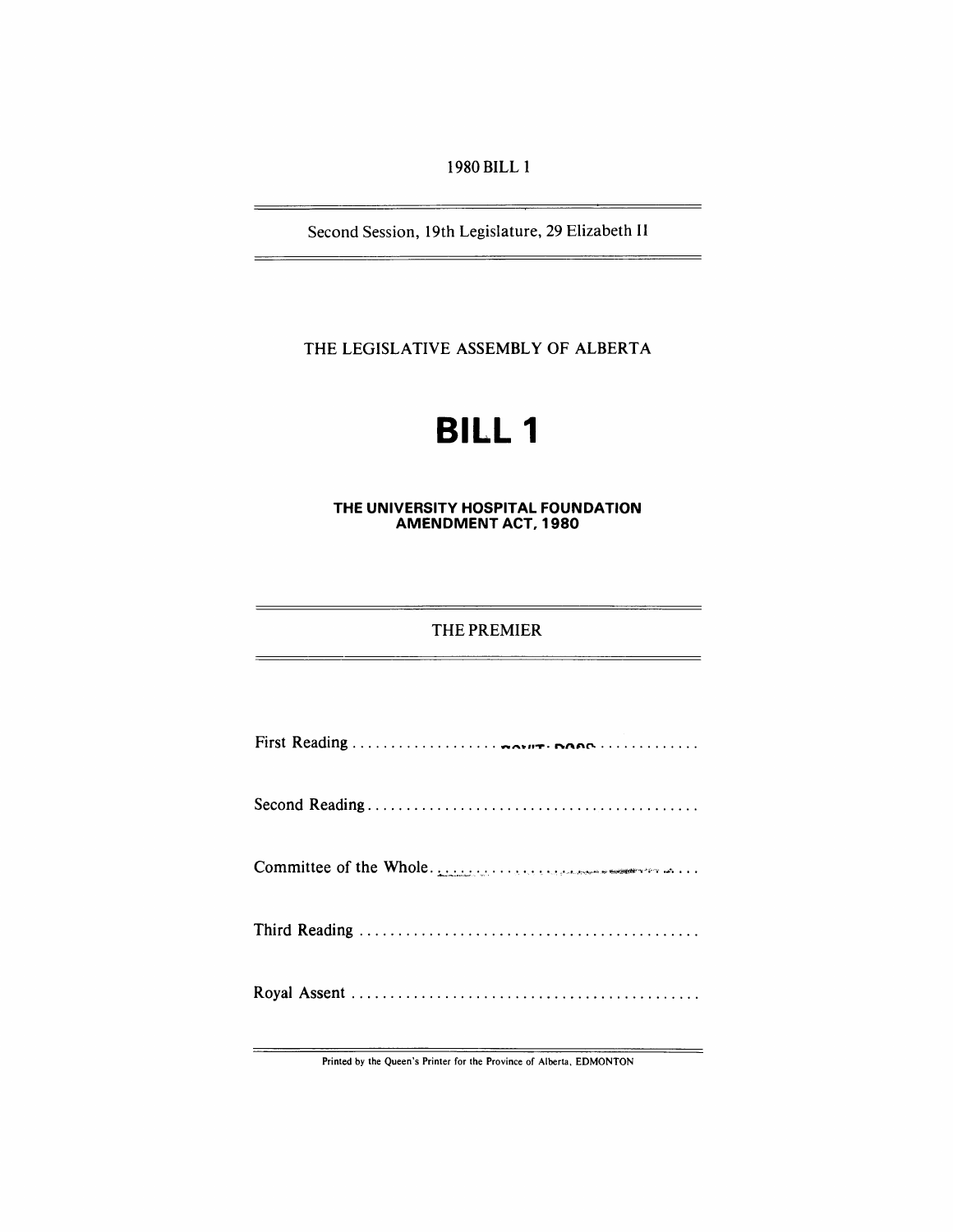1980 BILL 1

Second Session, 19th Legislature, 29 Elizabeth II

THE LEGISLATIVE ASSEMBLY OF ALBERTA

# BILL 1

## THE UNIVERSITY HOSPITAL FOUNDATION AMENDMENT ACT, 1980

THE PREMIER

First Reading ....................................

Second Reading ....................................

Committee of the Whole ....................................

Third Reading ....................................

Royal Assent ....................................

Printed by the Queen's Printer for the Province of Alberta, EDMONTON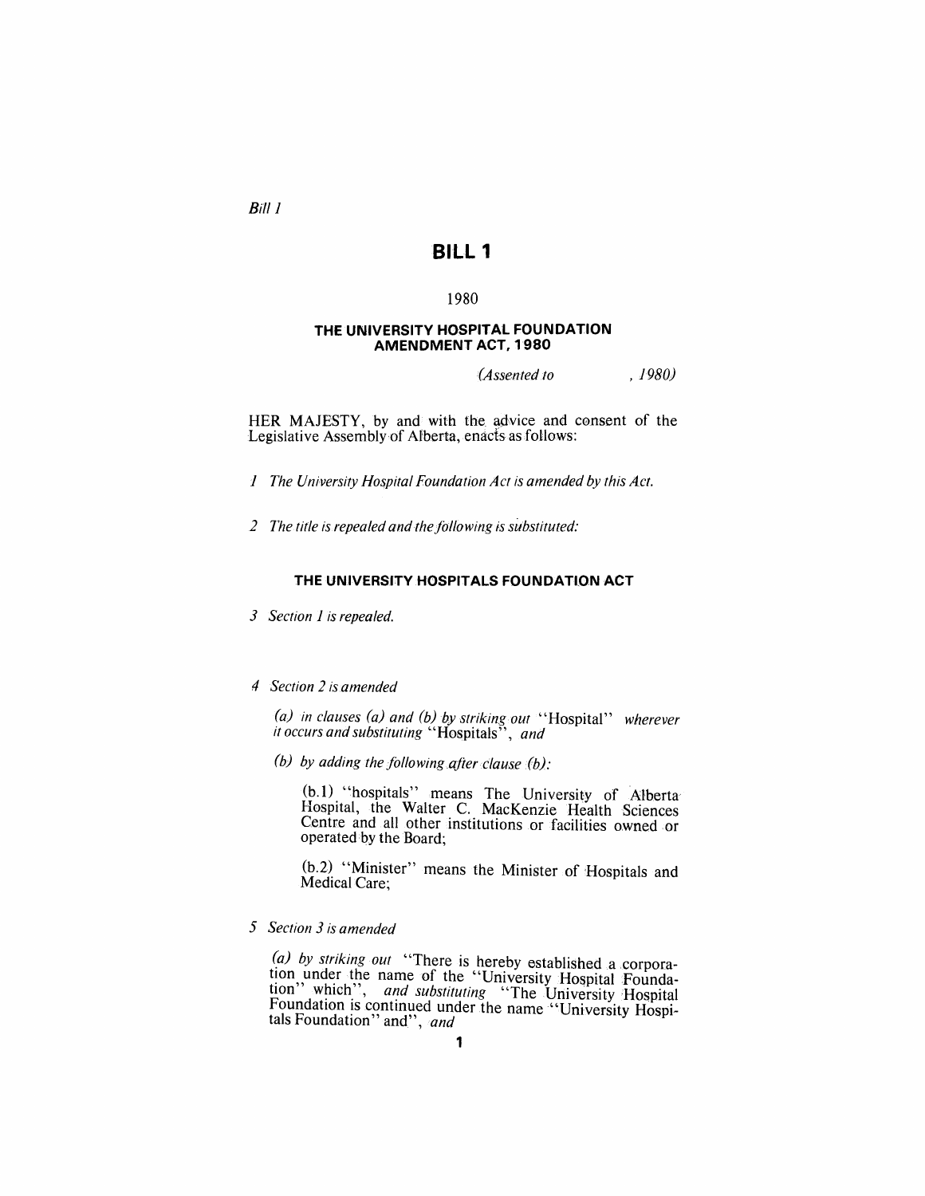*Bill 1*

# BILL 1

1980

## THE UNIVERSITY HOSPITAL FOUNDATION AMENDMENT ACT, 1980

*(Assented to , 1980)*

HER MAJESTY, by and with the advice and consent of the Legislative Assembly of Alberta, enacts as follows:

*1 The University Hospital Foundation Act is amended by this Act.*

*2 The title is repealed and the following is substituted:*

### THE UNIVERSITY HOSPITALS FOUNDATION ACT

*3 Section 1 is repealed.*

*4 Section 2 is amended*

*(a) in clauses (a) and (b) by striking out* "Hospital" *wherever it occurs and substituting* "Hospitals", *and*

*(b) by adding the following after clause (b):*

(b.1) "hospitals" means The University of Alberta Hospital, the Walter C. MacKenzie Health Sciences Centre and all other institutions or facilities owned or operated by the Board;

(b.2) "Minister" means the Minister of Hospitals and Medical Care;

*5 Section 3 is amended*

*(a) by striking out* "There is hereby established a corporation under the name of the "University Hospital Foundation" which", *and substituting* "The University Hospital Foundation is continued under the name "University Hospitals Foundation" and", *and*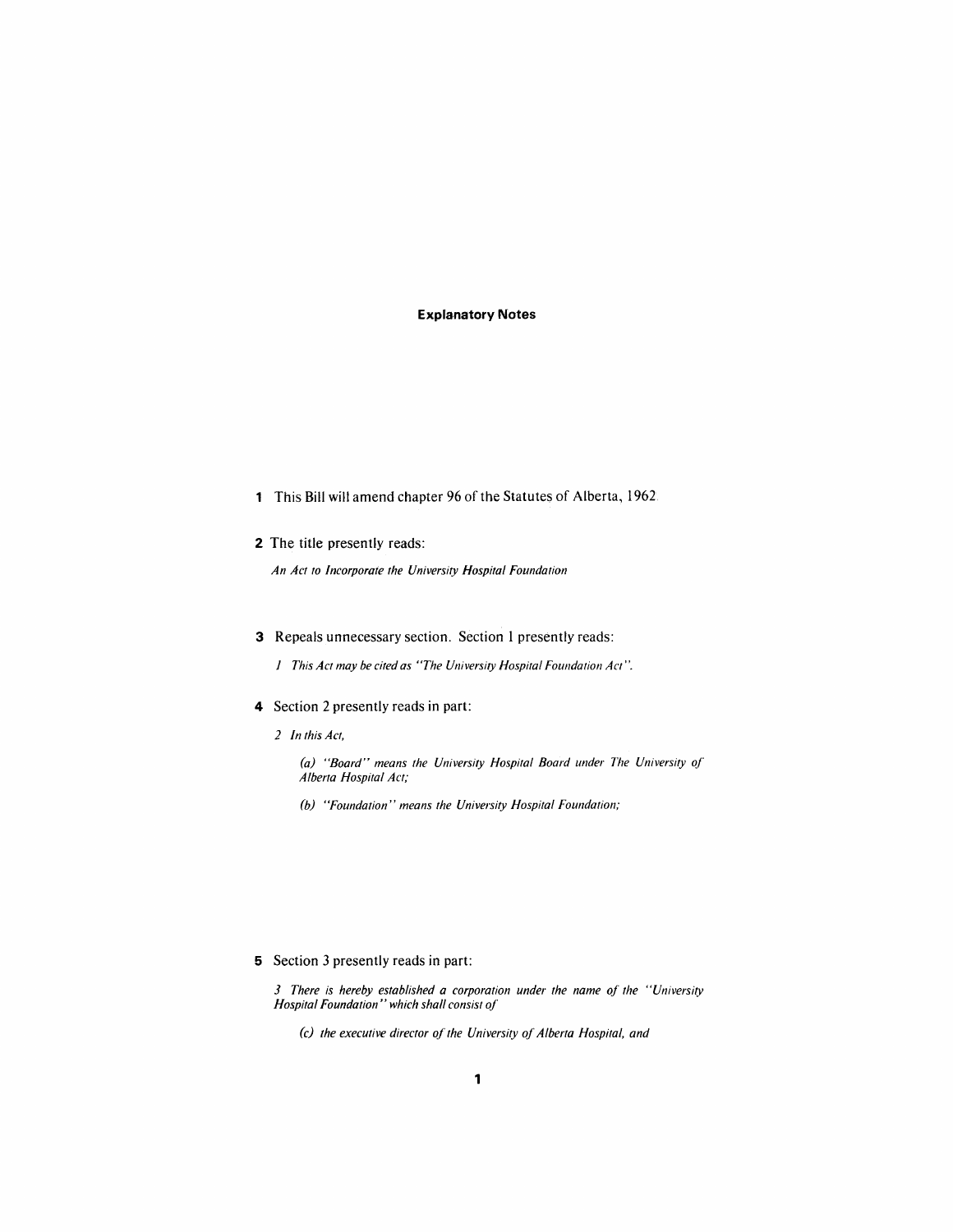# Explanatory Notes

**1** This Bill will amend chapter 96 of the Statutes of Alberta, 1962.

**2** The title presently reads:

*An Act to Incorporate the University Hospital Foundation*

**3** Repeals unnecessary section. Section 1 presently reads:

*1 This Act may be cited as "The University Hospital Foundation Act".*

**4** Section 2 presently reads in part:

*2 In this Act,*

*(a) "Board" means the University Hospital Board under The University of Alberta Hospital Act;*

*(b) "Foundation" means the University Hospital Foundation;*

**5** Section 3 presently reads in part:

*3 There is hereby established a corporation under the name of the "University Hospital Foundation" which shall consist of*

*(c) the executive director of the University of Alberta Hospital, and*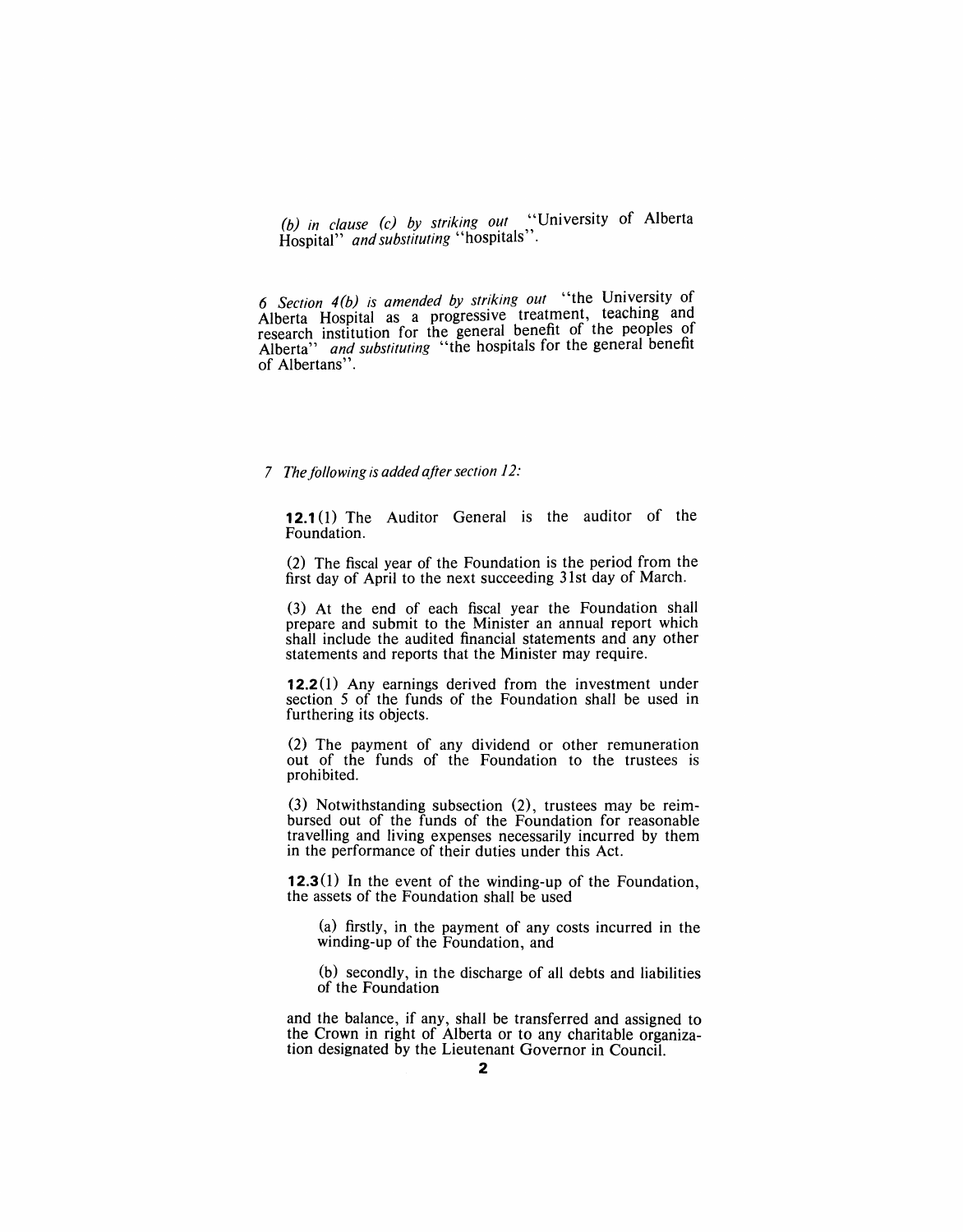*(b) in clause (c) by striking out* "University of Alberta Hospital" *and substituting* "hospitals".

6 *Section 4(b) is amended by striking out* "the University of Alberta Hospital as a progressive treatment, teaching and research institution for the general benefit of the peoples of Alberta" *and substituting* "the hospitals for the general benefit of Albertans".

7 *The following is added after section 12:*

> **12.1**(1) The Auditor General is the auditor of the Foundation.
>
> (2) The fiscal year of the Foundation is the period from the first day of April to the next succeeding 31st day of March.
>
> (3) At the end of each fiscal year the Foundation shall prepare and submit to the Minister an annual report which shall include the audited financial statements and any other statements and reports that the Minister may require.
>
> **12.2**(1) Any earnings derived from the investment under section 5 of the funds of the Foundation shall be used in furthering its objects.
>
> (2) The payment of any dividend or other remuneration out of the funds of the Foundation to the trustees is prohibited.
>
> (3) Notwithstanding subsection (2), trustees may be reimbursed out of the funds of the Foundation for reasonable travelling and living expenses necessarily incurred by them in the performance of their duties under this Act.
>
> **12.3**(1) In the event of the winding-up of the Foundation, the assets of the Foundation shall be used
>
> > (a) firstly, in the payment of any costs incurred in the winding-up of the Foundation, and
> >
> > (b) secondly, in the discharge of all debts and liabilities of the Foundation
>
> and the balance, if any, shall be transferred and assigned to the Crown in right of Alberta or to any charitable organization designated by the Lieutenant Governor in Council.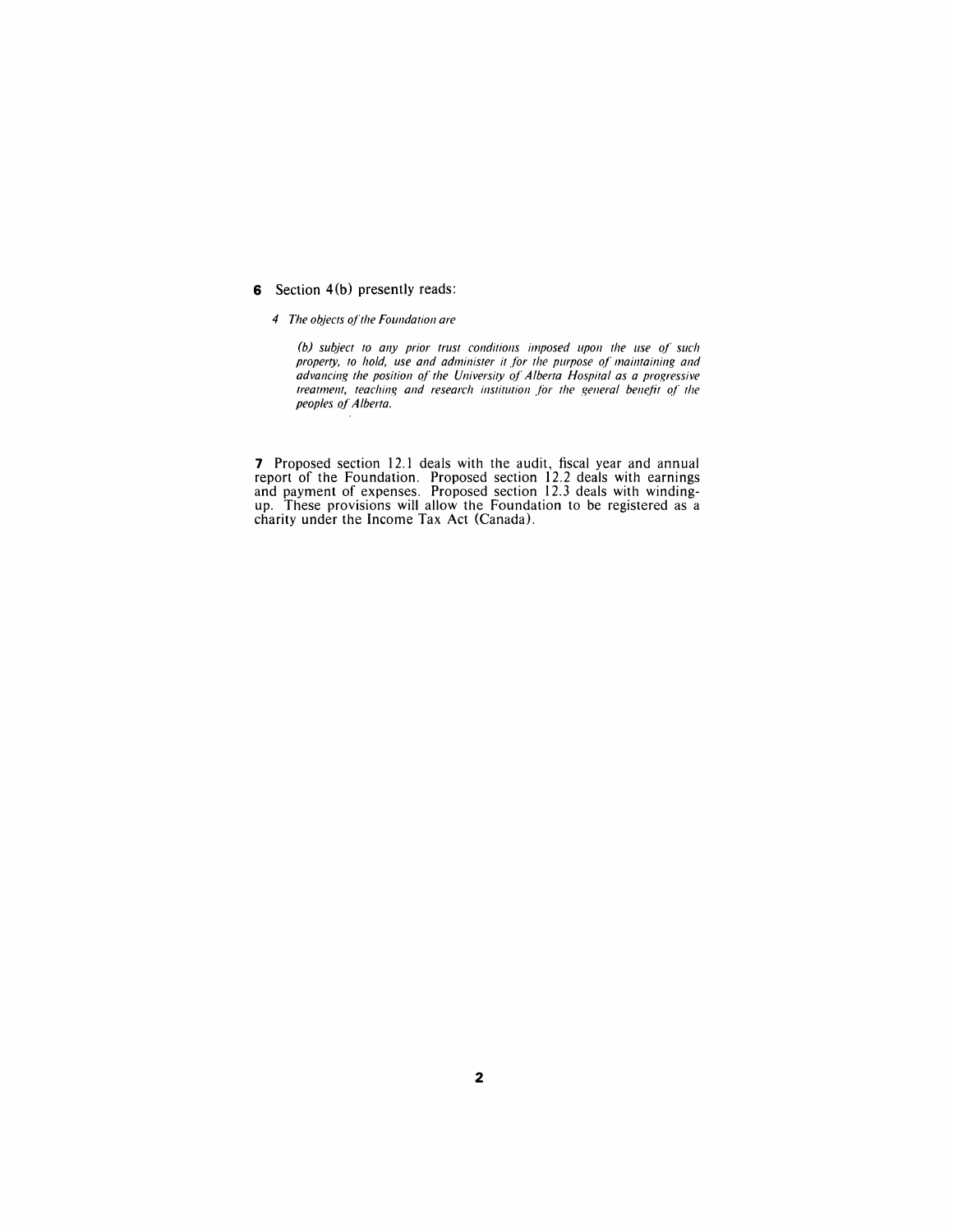**6** Section 4(b) presently reads:

*4 The objects of the Foundation are*

*(b) subject to any prior trust conditions imposed upon the use of such property, to hold, use and administer it for the purpose of maintaining and advancing the position of the University of Alberta Hospital as a progressive treatment, teaching and research institution for the general benefit of the peoples of Alberta.*

**7** Proposed section 12.1 deals with the audit, fiscal year and annual report of the Foundation. Proposed section 12.2 deals with earnings and payment of expenses. Proposed section 12.3 deals with winding-up. These provisions will allow the Foundation to be registered as a charity under the Income Tax Act (Canada).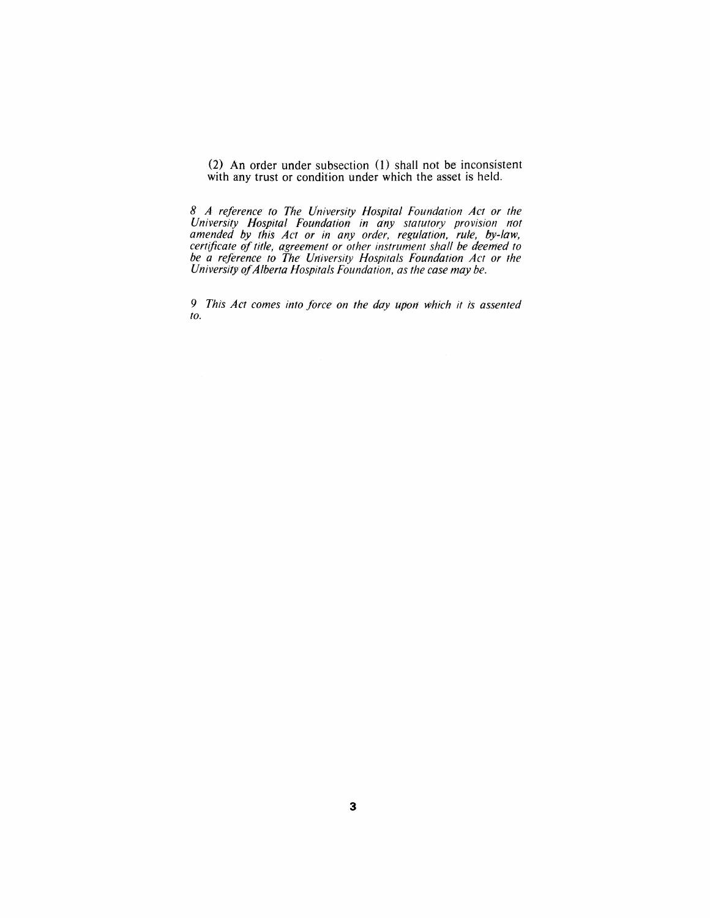(2) An order under subsection (1) shall not be inconsistent with any trust or condition under which the asset is held.

*8 A reference to The University Hospital Foundation Act or the University Hospital Foundation in any statutory provision not amended by this Act or in any order, regulation, rule, by-law, certificate of title, agreement or other instrument shall be deemed to be a reference to The University Hospitals Foundation Act or the University of Alberta Hospitals Foundation, as the case may be.*

*9 This Act comes into force on the day upon which it is assented to.*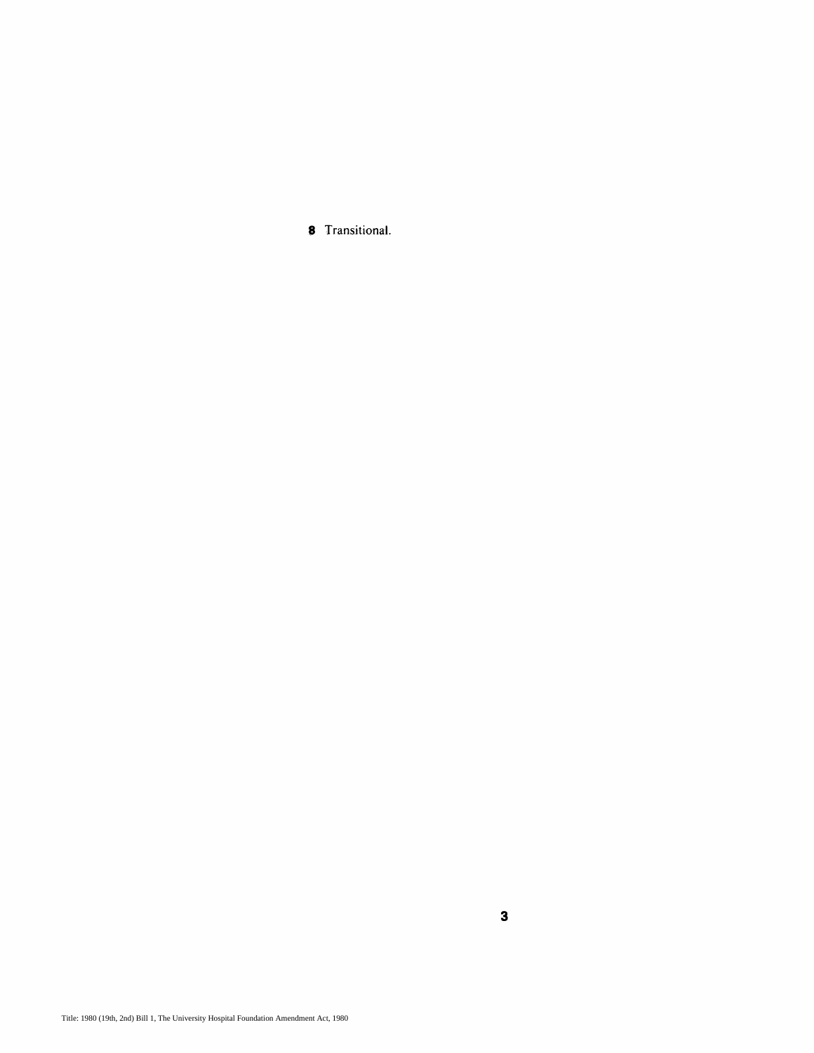**8** Transitional.